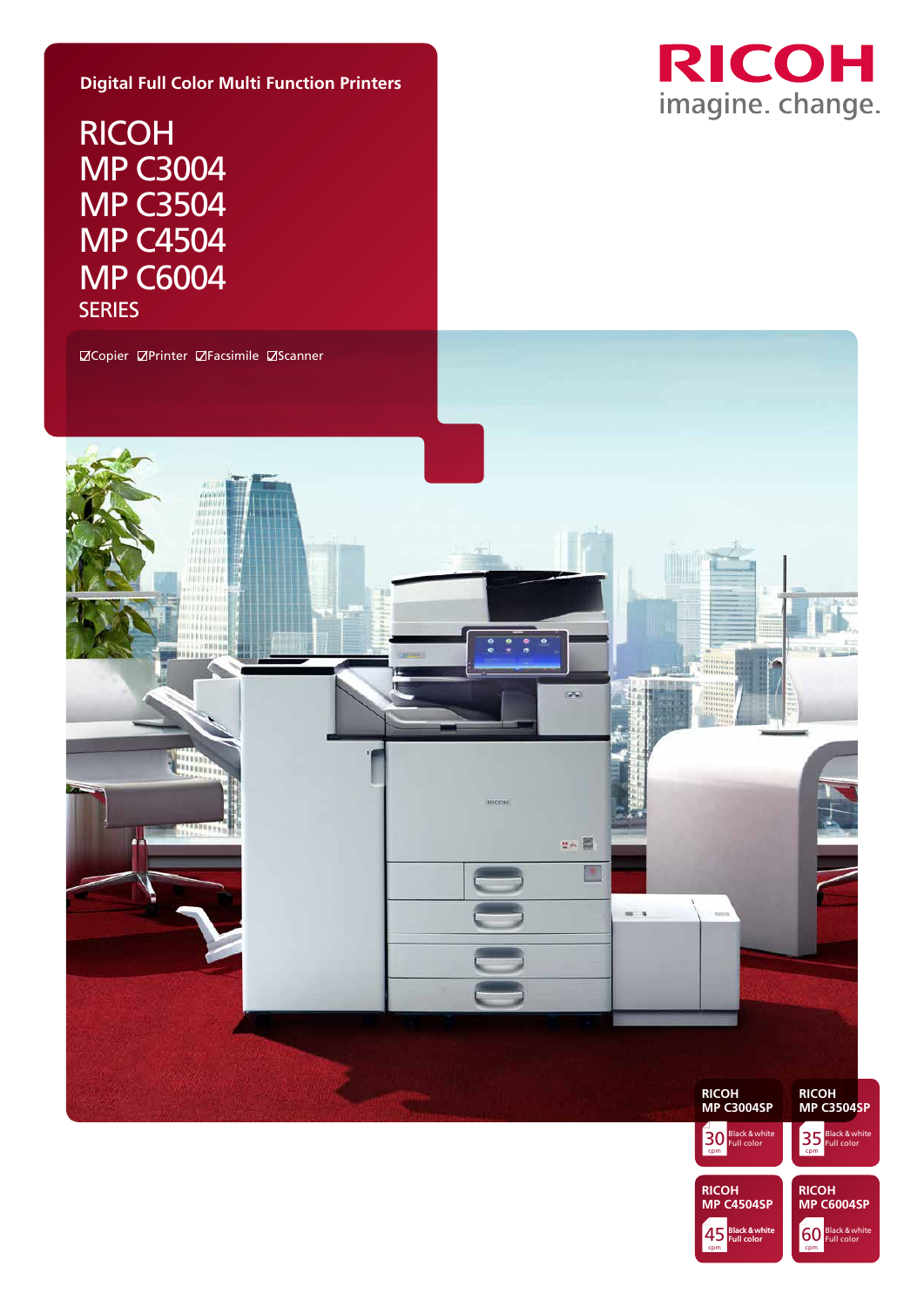Digital Full Color Multi Function Printers

# RICOH MP C3004 MP C3504 MP C4504 MP C6004 SERIES

☑Copier ☑Printer ☑Facsimile ☑Scanner

RICOH

imagine. change.

**RICOH MP C3004SP**
30 cpm Black & white Full color

**RICOH MP C3504SP**
35 cpm Black & white Full color

**RICOH MP C4504SP**
45 cpm Black & white Full color

**RICOH MP C6004SP**
60 cpm Black & white Full color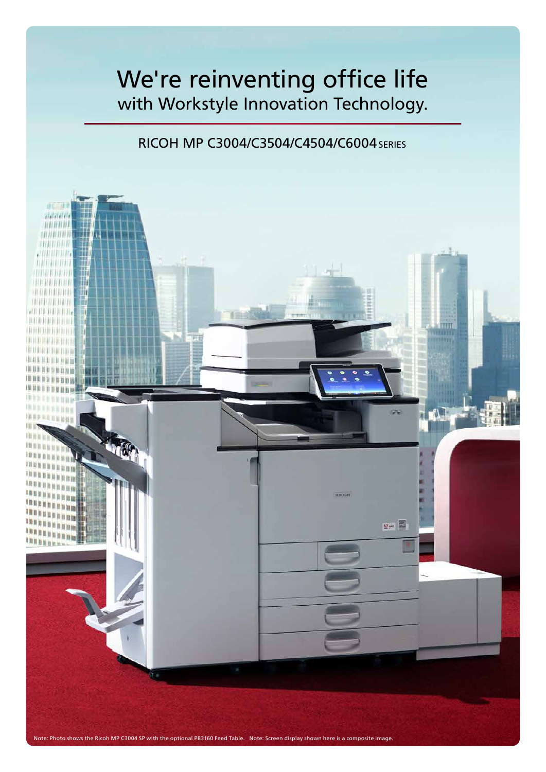# We're reinventing office life
## with Workstyle Innovation Technology.

RICOH MP C3004/C3504/C4504/C6004 SERIES

Note: Photo shows the Ricoh MP C3004 SP with the optional PB3160 Feed Table. Note: Screen display shown here is a composite image.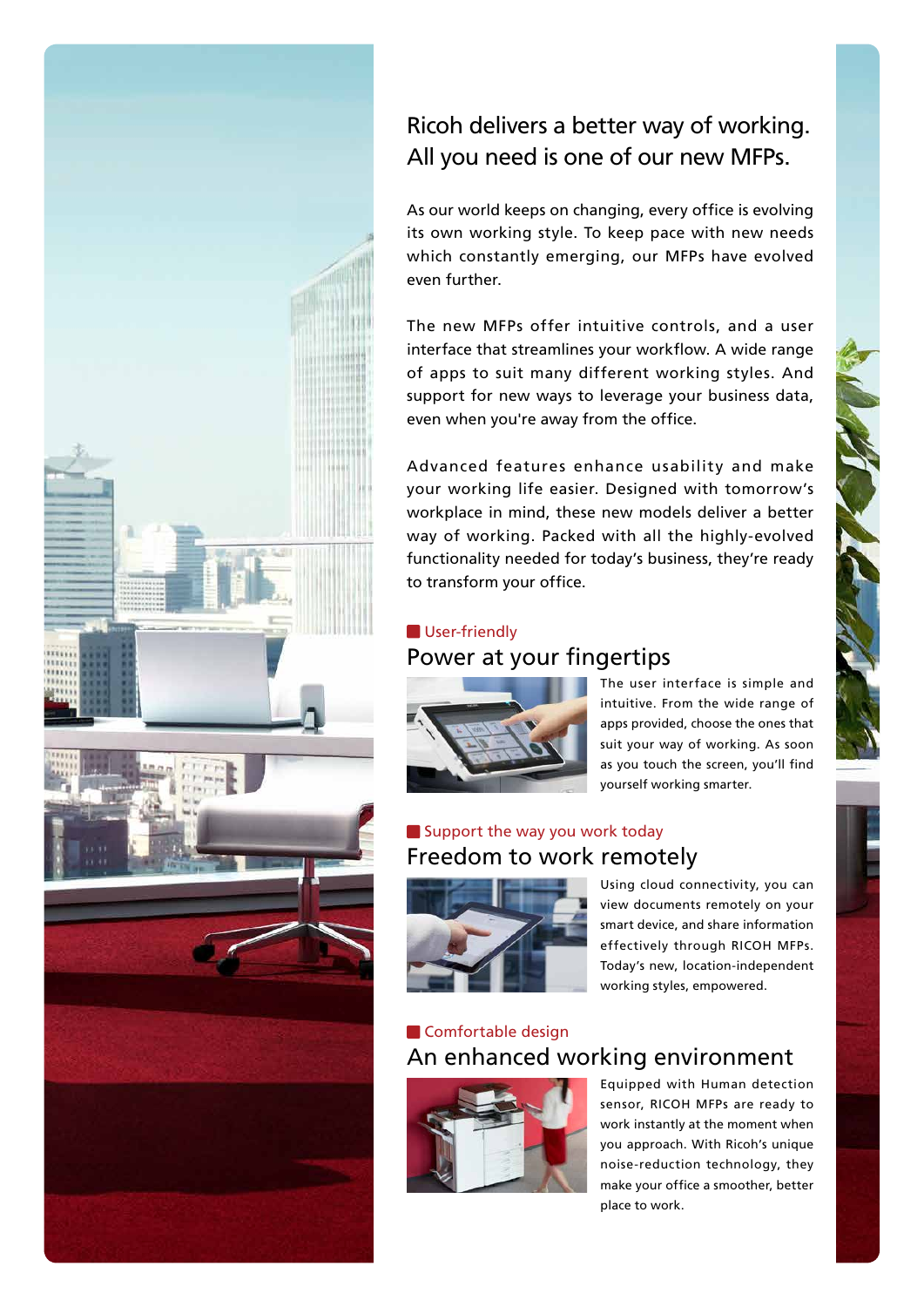# Ricoh delivers a better way of working. All you need is one of our new MFPs.

As our world keeps on changing, every office is evolving its own working style. To keep pace with new needs which constantly emerging, our MFPs have evolved even further.

The new MFPs offer intuitive controls, and a user interface that streamlines your workflow. A wide range of apps to suit many different working styles. And support for new ways to leverage your business data, even when you're away from the office.

Advanced features enhance usability and make your working life easier. Designed with tomorrow's workplace in mind, these new models deliver a better way of working. Packed with all the highly-evolved functionality needed for today's business, they're ready to transform your office.

User-friendly

## Power at your fingertips

The user interface is simple and intuitive. From the wide range of apps provided, choose the ones that suit your way of working. As soon as you touch the screen, you'll find yourself working smarter.

Support the way you work today

## Freedom to work remotely

Using cloud connectivity, you can view documents remotely on your smart device, and share information effectively through RICOH MFPs. Today's new, location-independent working styles, empowered.

Comfortable design

## An enhanced working environment

Equipped with Human detection sensor, RICOH MFPs are ready to work instantly at the moment when you approach. With Ricoh's unique noise-reduction technology, they make your office a smoother, better place to work.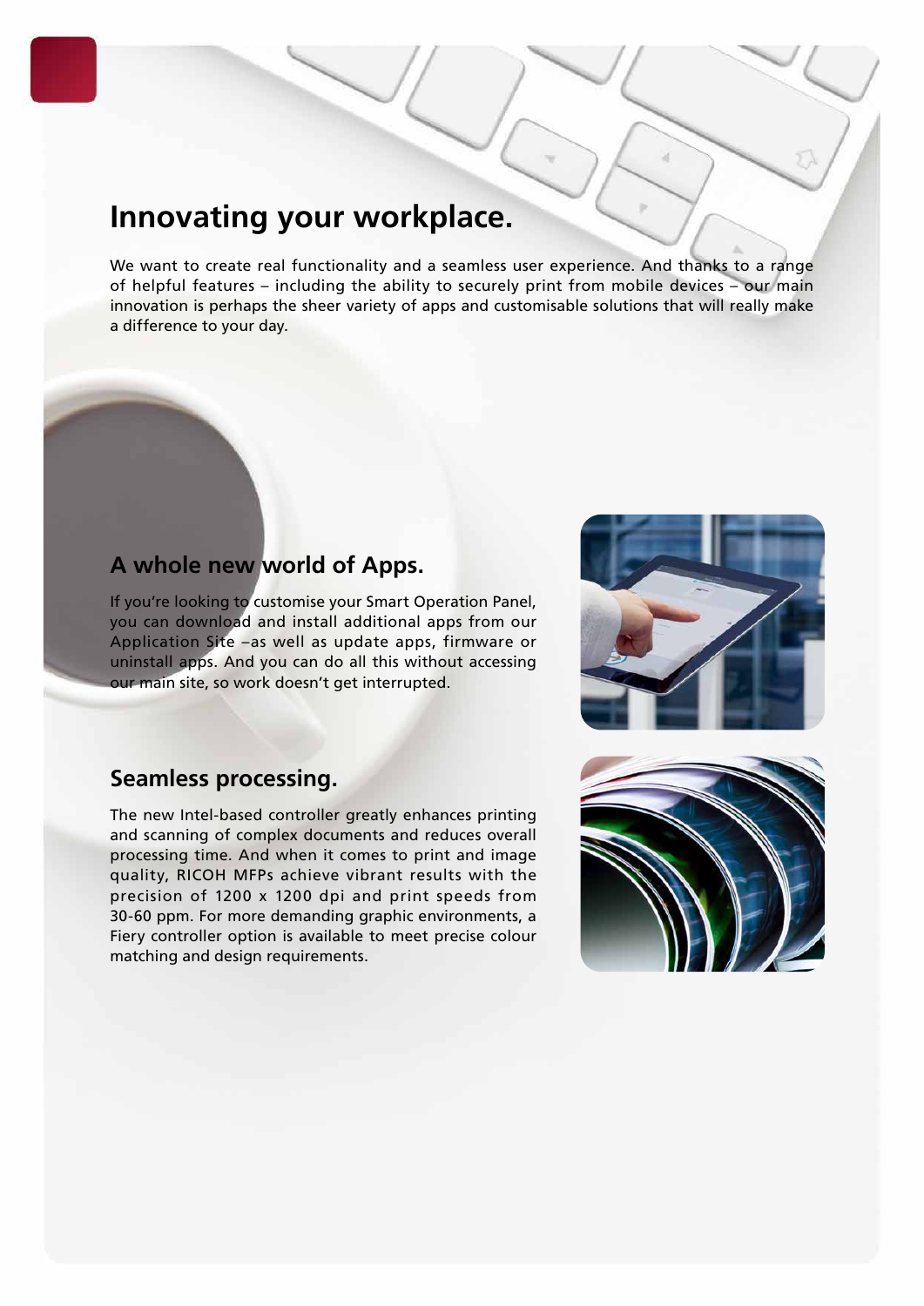# Innovating your workplace.

We want to create real functionality and a seamless user experience. And thanks to a range of helpful features – including the ability to securely print from mobile devices – our main innovation is perhaps the sheer variety of apps and customisable solutions that will really make a difference to your day.

## A whole new world of Apps.

If you're looking to customise your Smart Operation Panel, you can download and install additional apps from our Application Site –as well as update apps, firmware or uninstall apps. And you can do all this without accessing our main site, so work doesn't get interrupted.

## Seamless processing.

The new Intel-based controller greatly enhances printing and scanning of complex documents and reduces overall processing time. And when it comes to print and image quality, RICOH MFPs achieve vibrant results with the precision of 1200 x 1200 dpi and print speeds from 30-60 ppm. For more demanding graphic environments, a Fiery controller option is available to meet precise colour matching and design requirements.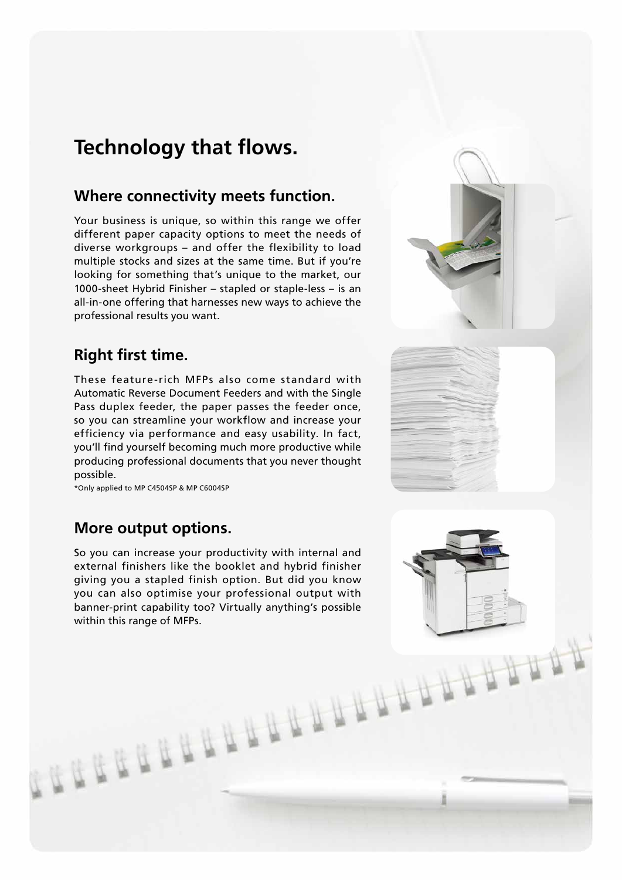# Technology that flows.

## Where connectivity meets function.

Your business is unique, so within this range we offer different paper capacity options to meet the needs of diverse workgroups – and offer the flexibility to load multiple stocks and sizes at the same time. But if you're looking for something that's unique to the market, our 1000-sheet Hybrid Finisher – stapled or staple-less – is an all-in-one offering that harnesses new ways to achieve the professional results you want.

## Right first time.

These feature-rich MFPs also come standard with Automatic Reverse Document Feeders and with the Single Pass duplex feeder, the paper passes the feeder once, so you can streamline your workflow and increase your efficiency via performance and easy usability. In fact, you'll find yourself becoming much more productive while producing professional documents that you never thought possible.

*Only applied to MP C4504SP & MP C6004SP

## More output options.

So you can increase your productivity with internal and external finishers like the booklet and hybrid finisher giving you a stapled finish option. But did you know you can also optimise your professional output with banner-print capability too? Virtually anything's possible within this range of MFPs.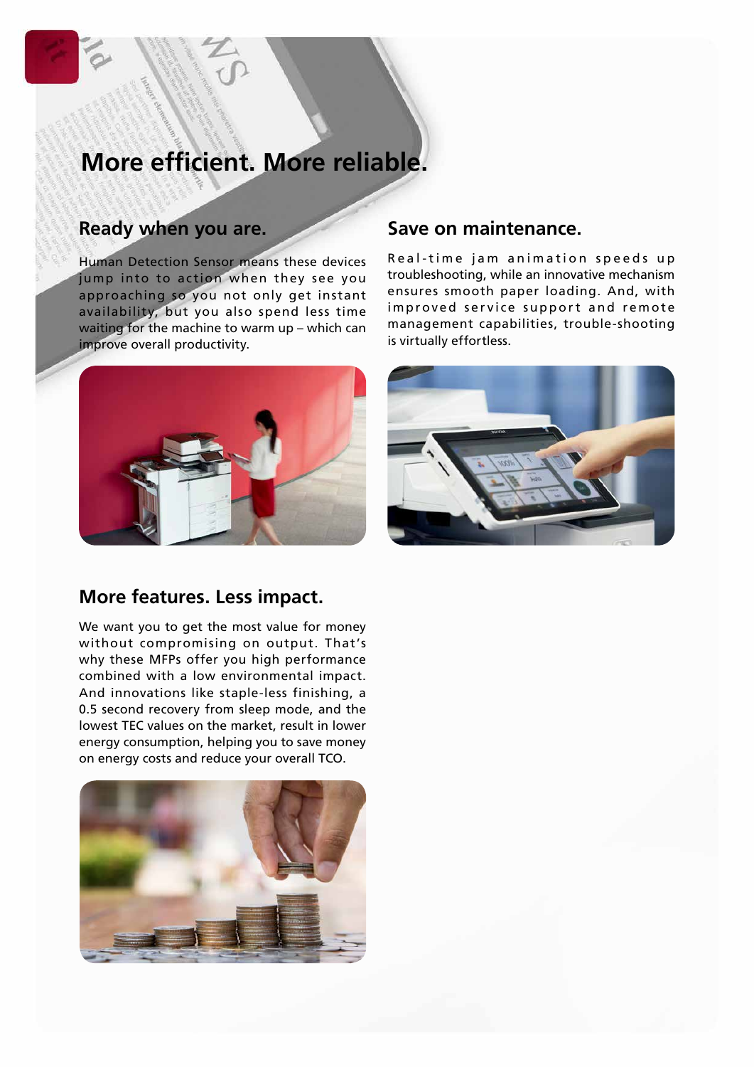# More efficient. More reliable.

## Ready when you are.

Human Detection Sensor means these devices jump into to action when they see you approaching so you not only get instant availability, but you also spend less time waiting for the machine to warm up – which can improve overall productivity.

## Save on maintenance.

Real-time jam animation speeds up troubleshooting, while an innovative mechanism ensures smooth paper loading. And, with improved service support and remote management capabilities, trouble-shooting is virtually effortless.

## More features. Less impact.

We want you to get the most value for money without compromising on output. That's why these MFPs offer you high performance combined with a low environmental impact. And innovations like staple-less finishing, a 0.5 second recovery from sleep mode, and the lowest TEC values on the market, result in lower energy consumption, helping you to save money on energy costs and reduce your overall TCO.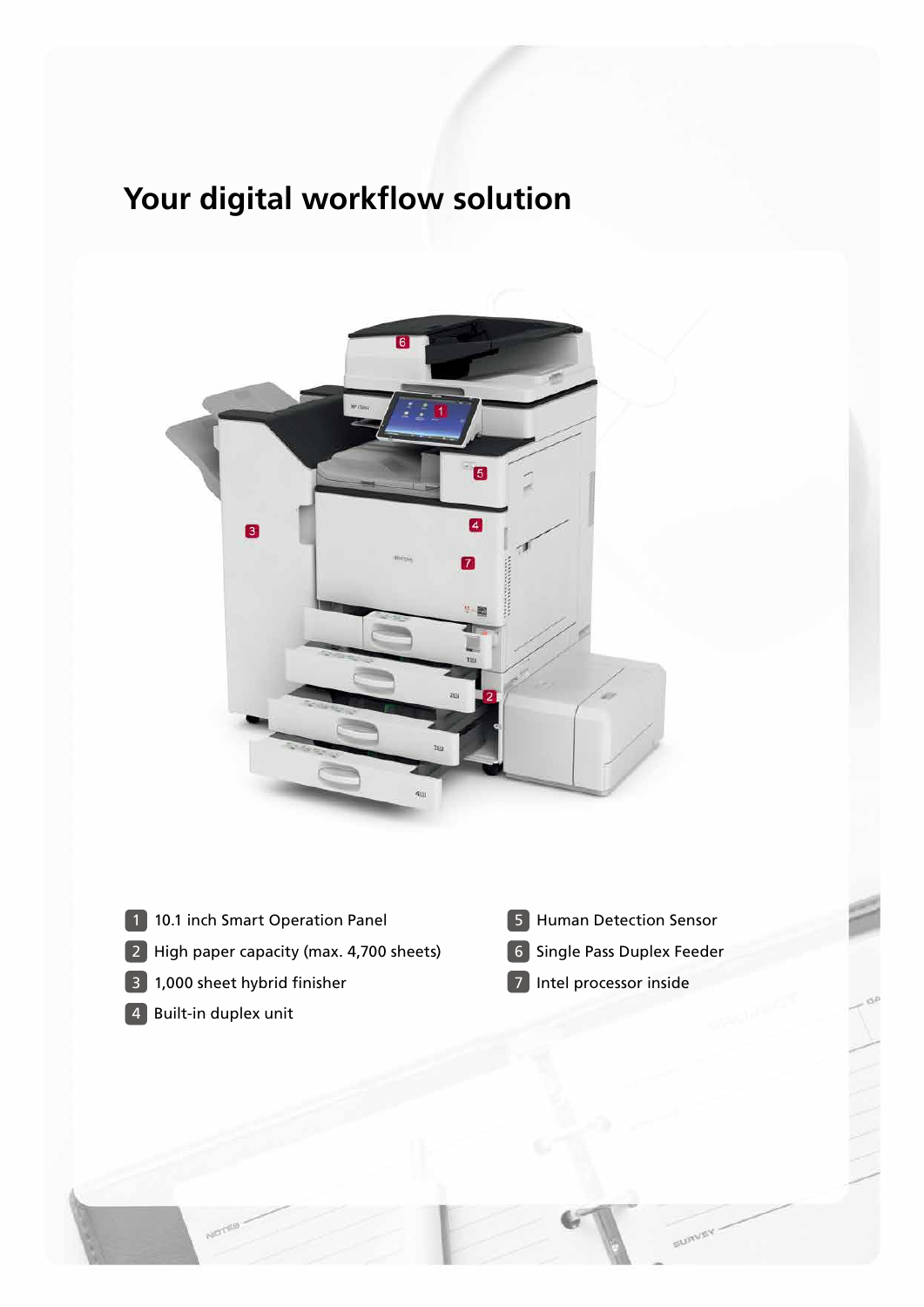# Your digital workflow solution

1. 10.1 inch Smart Operation Panel
2. High paper capacity (max. 4,700 sheets)
3. 1,000 sheet hybrid finisher
4. Built-in duplex unit
5. Human Detection Sensor
6. Single Pass Duplex Feeder
7. Intel processor inside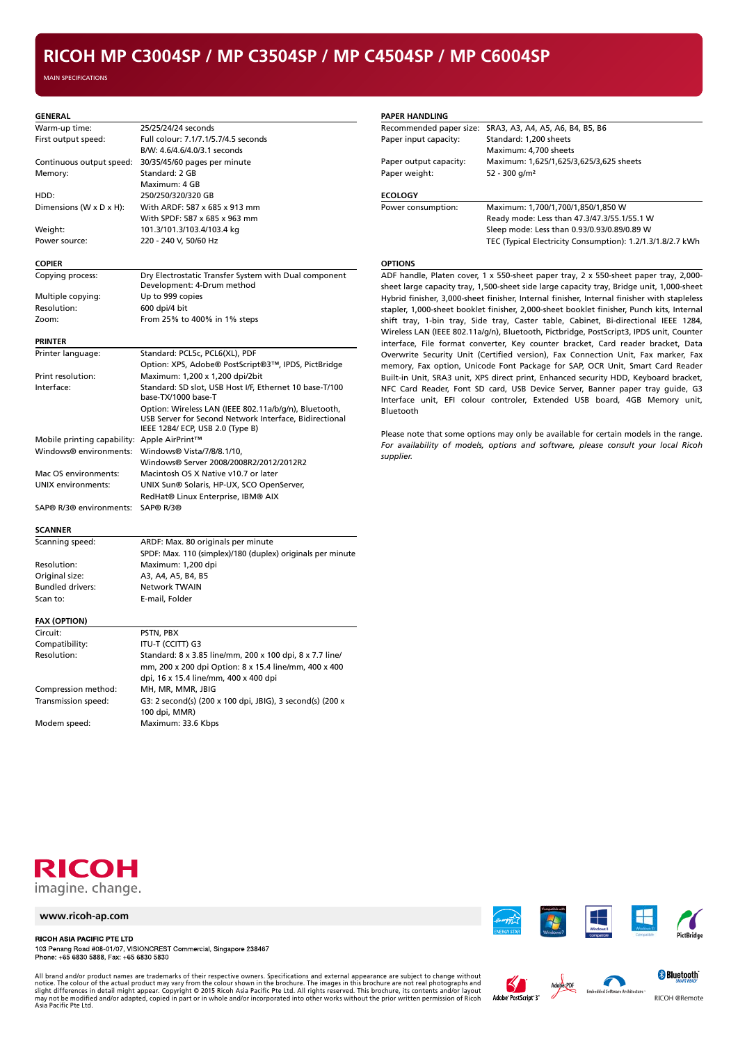# RICOH MP C3004SP / MP C3504SP / MP C4504SP / MP C6004SP

MAIN SPECIFICATIONS

## GENERAL

| | |
|---|---|
| Warm-up time: | 25/25/24/24 seconds |
| First output speed: | Full colour: 7.1/7.1/5.7/4.5 seconds<br>B/W: 4.6/4.6/4.0/3.1 seconds |
| Continuous output speed: | 30/35/45/60 pages per minute |
| Memory: | Standard: 2 GB<br>Maximum: 4 GB |
| HDD: | 250/250/320/320 GB |
| Dimensions (W x D x H): | With ARDF: 587 x 685 x 913 mm<br>With SPDF: 587 x 685 x 963 mm |
| Weight: | 101.3/101.3/103.4/103.4 kg |
| Power source: | 220 - 240 V, 50/60 Hz |

## COPIER

| | |
|---|---|
| Copying process: | Dry Electrostatic Transfer System with Dual component Development: 4-Drum method |
| Multiple copying: | Up to 999 copies |
| Resolution: | 600 dpi/4 bit |
| Zoom: | From 25% to 400% in 1% steps |

## PRINTER

| | |
|---|---|
| Printer language: | Standard: PCL5c, PCL6(XL), PDF<br>Option: XPS, Adobe® PostScript®3™, IPDS, PictBridge |
| Print resolution: | Maximum: 1,200 x 1,200 dpi/2bit |
| Interface: | Standard: SD slot, USB Host I/F, Ethernet 10 base-T/100 base-TX/1000 base-T<br>Option: Wireless LAN (IEEE 802.11a/b/g/n), Bluetooth, USB Server for Second Network Interface, Bidirectional IEEE 1284/ ECP, USB 2.0 (Type B) |
| Mobile printing capability: | Apple AirPrint™ |
| Windows® environments: | Windows® Vista/7/8/8.1/10,<br>Windows® Server 2008/2008R2/2012/2012R2 |
| Mac OS environments: | Macintosh OS X Native v10.7 or later |
| UNIX environments: | UNIX Sun® Solaris, HP-UX, SCO OpenServer, RedHat® Linux Enterprise, IBM® AIX |
| SAP® R/3® environments: | SAP® R/3® |

## SCANNER

| | |
|---|---|
| Scanning speed: | ARDF: Max. 80 originals per minute<br>SPDF: Max. 110 (simplex)/180 (duplex) originals per minute |
| Resolution: | Maximum: 1,200 dpi |
| Original size: | A3, A4, A5, B4, B5 |
| Bundled drivers: | Network TWAIN |
| Scan to: | E-mail, Folder |

## FAX (OPTION)

| | |
|---|---|
| Circuit: | PSTN, PBX |
| Compatibility: | ITU-T (CCITT) G3 |
| Resolution: | Standard: 8 x 3.85 line/mm, 200 x 100 dpi, 8 x 7.7 line/mm, 200 x 200 dpi Option: 8 x 15.4 line/mm, 400 x 400 dpi, 16 x 15.4 line/mm, 400 x 400 dpi |
| Compression method: | MH, MR, MMR, JBIG |
| Transmission speed: | G3: 2 second(s) (200 x 100 dpi, JBIG), 3 second(s) (200 x 100 dpi, MMR) |
| Modem speed: | Maximum: 33.6 Kbps |

## PAPER HANDLING

| | |
|---|---|
| Recommended paper size: | SRA3, A3, A4, A5, A6, B4, B5, B6 |
| Paper input capacity: | Standard: 1,200 sheets<br>Maximum: 4,700 sheets |
| Paper output capacity: | Maximum: 1,625/1,625/3,625/3,625 sheets |
| Paper weight: | 52 - 300 g/m² |

## ECOLOGY

| | |
|---|---|
| Power consumption: | Maximum: 1,700/1,700/1,850/1,850 W<br>Ready mode: Less than 47.3/47.3/55.1/55.1 W<br>Sleep mode: Less than 0.93/0.93/0.89/0.89 W<br>TEC (Typical Electricity Consumption): 1.2/1.3/1.8/2.7 kWh |

## OPTIONS

ADF handle, Platen cover, 1 x 550-sheet paper tray, 2 x 550-sheet paper tray, 2,000-sheet large capacity tray, 1,500-sheet side large capacity tray, Bridge unit, 1,000-sheet Hybrid finisher, 3,000-sheet finisher, Internal finisher, Internal finisher with stapleless stapler, 1,000-sheet booklet finisher, 2,000-sheet booklet finisher, Punch kits, Internal shift tray, 1-bin tray, Side tray, Caster table, Cabinet, Bi-directional IEEE 1284, Wireless LAN (IEEE 802.11a/g/n), Bluetooth, Pictbridge, PostScript3, IPDS unit, Counter interface, File format converter, Key counter bracket, Card reader bracket, Data Overwrite Security Unit (Certified version), Fax Connection Unit, Fax marker, Fax memory, Fax option, Unicode Font Package for SAP, OCR Unit, Smart Card Reader Built-in Unit, SRA3 unit, XPS direct print, Enhanced security HDD, Keyboard bracket, NFC Card Reader, Font SD card, USB Device Server, Banner paper tray guide, G3 Interface unit, EFI colour controler, Extended USB board, 4GB Memory unit, Bluetooth

Please note that some options may only be available for certain models in the range. *For availability of models, options and software, please consult your local Ricoh supplier.*

RICOH
imagine. change.

www.ricoh-ap.com

**RICOH ASIA PACIFIC PTE LTD**
103 Penang Road #08-01/07, VISIONCREST Commercial, Singapore 238467
Phone: +65 6830 5888, Fax: +65 6830 5830

All brand and/or product names are trademarks of their respective owners. Specifications and external appearance are subject to change without notice. The colour of the actual product may vary from the colour shown in the brochure. The images in this brochure are not real photographs and slight differences in detail might appear. Copyright © 2015 Ricoh Asia Pacific Pte Ltd. All rights reserved. This brochure, its contents and/or layout may not be modified and/or adapted, copied in part or in whole and/or incorporated into other works without the prior written permission of Ricoh Asia Pacific Pte Ltd.